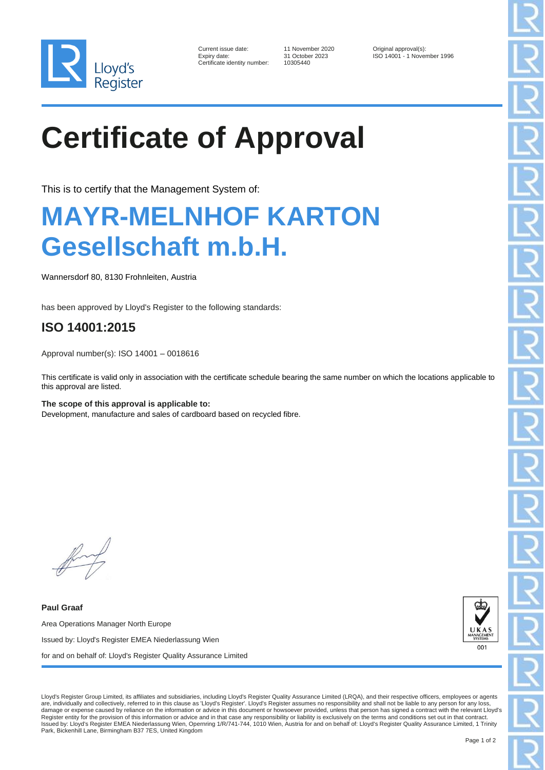Lloyd's Register

Current issue date: 11 November 2020
Expiry date: 31 October 2023
Certificate identity number: 10305440

Original approval(s):
ISO 14001 - 1 November 1996

# Certificate of Approval

This is to certify that the Management System of:

# MAYR-MELNHOF KARTON Gesellschaft m.b.H.

Wannersdorf 80, 8130 Frohnleiten, Austria

has been approved by Lloyd's Register to the following standards:

## ISO 14001:2015

Approval number(s): ISO 14001 – 0018616

This certificate is valid only in association with the certificate schedule bearing the same number on which the locations applicable to this approval are listed.

**The scope of this approval is applicable to:**
Development, manufacture and sales of cardboard based on recycled fibre.

**Paul Graaf**

Area Operations Manager North Europe

Issued by: Lloyd's Register EMEA Niederlassung Wien

for and on behalf of: Lloyd's Register Quality Assurance Limited

UKAS MANAGEMENT SYSTEMS 001

Lloyd's Register Group Limited, its affiliates and subsidiaries, including Lloyd's Register Quality Assurance Limited (LRQA), and their respective officers, employees or agents are, individually and collectively, referred to in this clause as 'Lloyd's Register'. Lloyd's Register assumes no responsibility and shall not be liable to any person for any loss, damage or expense caused by reliance on the information or advice in this document or howsoever provided, unless that person has signed a contract with the relevant Lloyd's Register entity for the provision of this information or advice and in that case any responsibility or liability is exclusively on the terms and conditions set out in that contract.
Issued by: Lloyd's Register EMEA Niederlassung Wien, Opernring 1/R/741-744, 1010 Wien, Austria for and on behalf of: Lloyd's Register Quality Assurance Limited, 1 Trinity Park, Bickenhill Lane, Birmingham B37 7ES, United Kingdom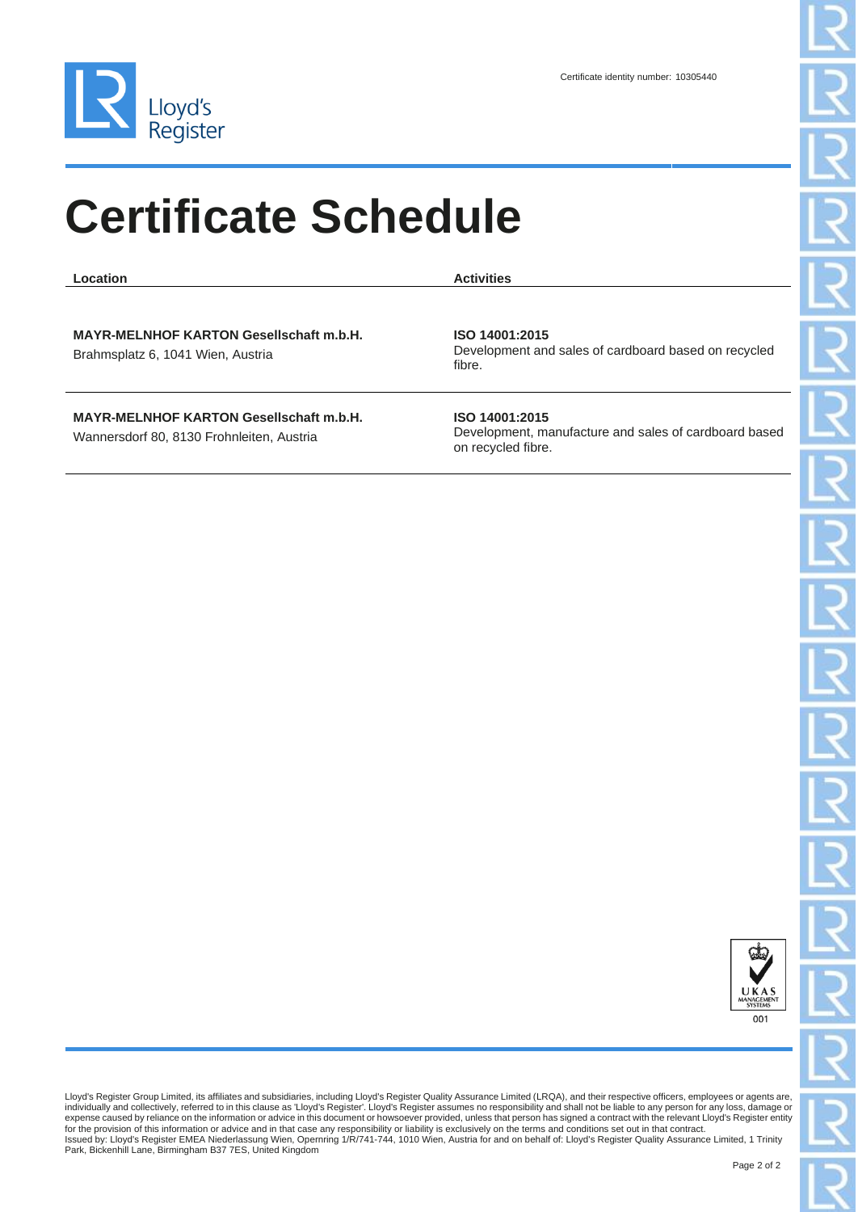Lloyd's Register

Certificate identity number: 10305440

# Certificate Schedule

| Location | Activities |
|---|---|
| **MAYR-MELNHOF KARTON Gesellschaft m.b.H.**<br>Brahmsplatz 6, 1041 Wien, Austria | **ISO 14001:2015**<br>Development and sales of cardboard based on recycled fibre. |
| **MAYR-MELNHOF KARTON Gesellschaft m.b.H.**<br>Wannersdorf 80, 8130 Frohnleiten, Austria | **ISO 14001:2015**<br>Development, manufacture and sales of cardboard based on recycled fibre. |

UKAS MANAGEMENT SYSTEMS
001

Lloyd's Register Group Limited, its affiliates and subsidiaries, including Lloyd's Register Quality Assurance Limited (LRQA), and their respective officers, employees or agents are, individually and collectively, referred to in this clause as 'Lloyd's Register'. Lloyd's Register assumes no responsibility and shall not be liable to any person for any loss, damage or expense caused by reliance on the information or advice in this document or howsoever provided, unless that person has signed a contract with the relevant Lloyd's Register entity for the provision of this information or advice and in that case any responsibility or liability is exclusively on the terms and conditions set out in that contract.
Issued by: Lloyd's Register EMEA Niederlassung Wien, Opernring 1/R/741-744, 1010 Wien, Austria for and on behalf of: Lloyd's Register Quality Assurance Limited, 1 Trinity Park, Bickenhill Lane, Birmingham B37 7ES, United Kingdom